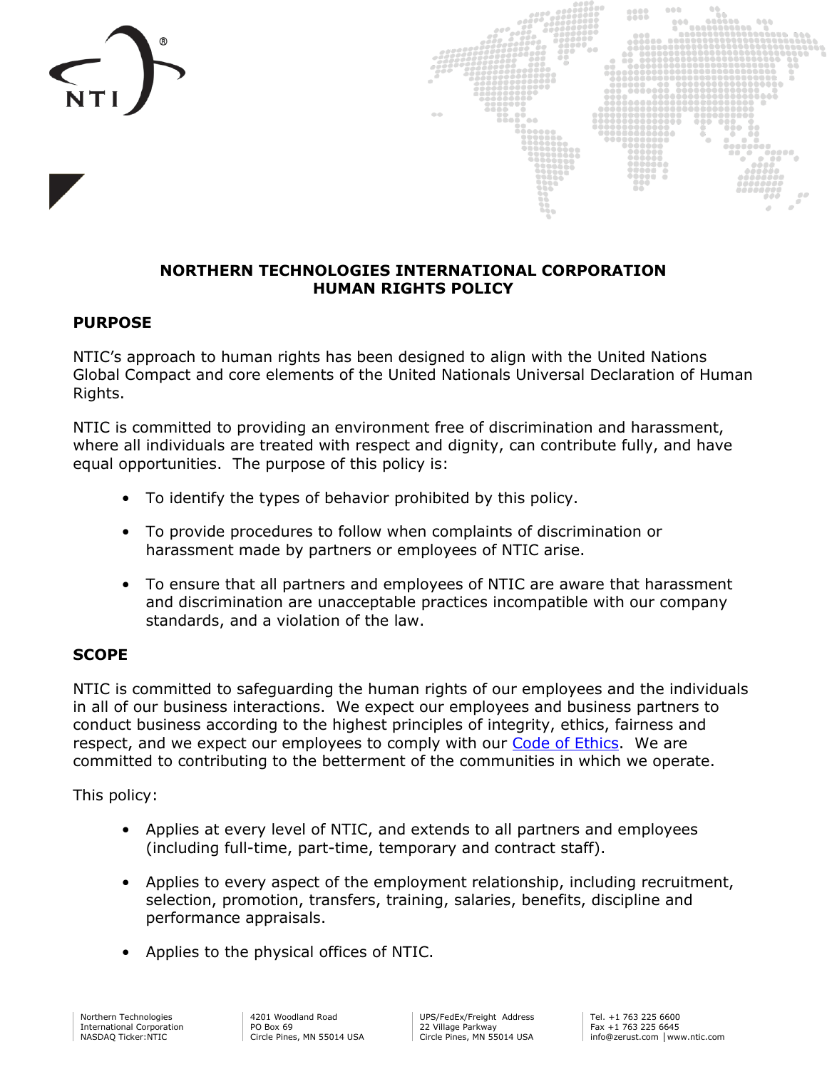# NORTHERN TECHNOLOGIES INTERNATIONAL CORPORATION
# HUMAN RIGHTS POLICY

## PURPOSE

NTIC's approach to human rights has been designed to align with the United Nations Global Compact and core elements of the United Nationals Universal Declaration of Human Rights.

NTIC is committed to providing an environment free of discrimination and harassment, where all individuals are treated with respect and dignity, can contribute fully, and have equal opportunities. The purpose of this policy is:

- To identify the types of behavior prohibited by this policy.
- To provide procedures to follow when complaints of discrimination or harassment made by partners or employees of NTIC arise.
- To ensure that all partners and employees of NTIC are aware that harassment and discrimination are unacceptable practices incompatible with our company standards, and a violation of the law.

## SCOPE

NTIC is committed to safeguarding the human rights of our employees and the individuals in all of our business interactions. We expect our employees and business partners to conduct business according to the highest principles of integrity, ethics, fairness and respect, and we expect our employees to comply with our Code of Ethics. We are committed to contributing to the betterment of the communities in which we operate.

This policy:

- Applies at every level of NTIC, and extends to all partners and employees (including full-time, part-time, temporary and contract staff).
- Applies to every aspect of the employment relationship, including recruitment, selection, promotion, transfers, training, salaries, benefits, discipline and performance appraisals.
- Applies to the physical offices of NTIC.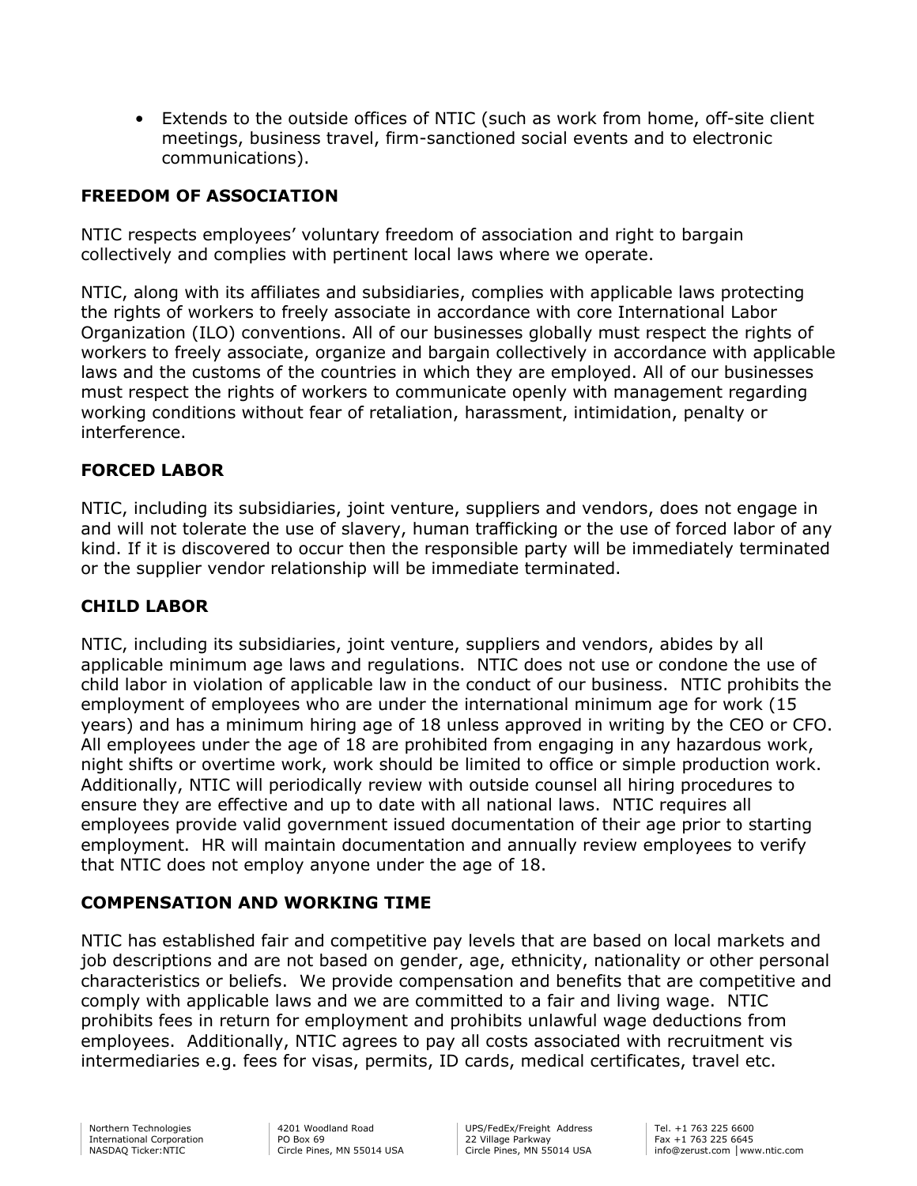- Extends to the outside offices of NTIC (such as work from home, off-site client meetings, business travel, firm-sanctioned social events and to electronic communications).

## FREEDOM OF ASSOCIATION

NTIC respects employees' voluntary freedom of association and right to bargain collectively and complies with pertinent local laws where we operate.

NTIC, along with its affiliates and subsidiaries, complies with applicable laws protecting the rights of workers to freely associate in accordance with core International Labor Organization (ILO) conventions. All of our businesses globally must respect the rights of workers to freely associate, organize and bargain collectively in accordance with applicable laws and the customs of the countries in which they are employed. All of our businesses must respect the rights of workers to communicate openly with management regarding working conditions without fear of retaliation, harassment, intimidation, penalty or interference.

## FORCED LABOR

NTIC, including its subsidiaries, joint venture, suppliers and vendors, does not engage in and will not tolerate the use of slavery, human trafficking or the use of forced labor of any kind. If it is discovered to occur then the responsible party will be immediately terminated or the supplier vendor relationship will be immediate terminated.

## CHILD LABOR

NTIC, including its subsidiaries, joint venture, suppliers and vendors, abides by all applicable minimum age laws and regulations. NTIC does not use or condone the use of child labor in violation of applicable law in the conduct of our business. NTIC prohibits the employment of employees who are under the international minimum age for work (15 years) and has a minimum hiring age of 18 unless approved in writing by the CEO or CFO. All employees under the age of 18 are prohibited from engaging in any hazardous work, night shifts or overtime work, work should be limited to office or simple production work. Additionally, NTIC will periodically review with outside counsel all hiring procedures to ensure they are effective and up to date with all national laws. NTIC requires all employees provide valid government issued documentation of their age prior to starting employment. HR will maintain documentation and annually review employees to verify that NTIC does not employ anyone under the age of 18.

## COMPENSATION AND WORKING TIME

NTIC has established fair and competitive pay levels that are based on local markets and job descriptions and are not based on gender, age, ethnicity, nationality or other personal characteristics or beliefs. We provide compensation and benefits that are competitive and comply with applicable laws and we are committed to a fair and living wage. NTIC prohibits fees in return for employment and prohibits unlawful wage deductions from employees. Additionally, NTIC agrees to pay all costs associated with recruitment vis intermediaries e.g. fees for visas, permits, ID cards, medical certificates, travel etc.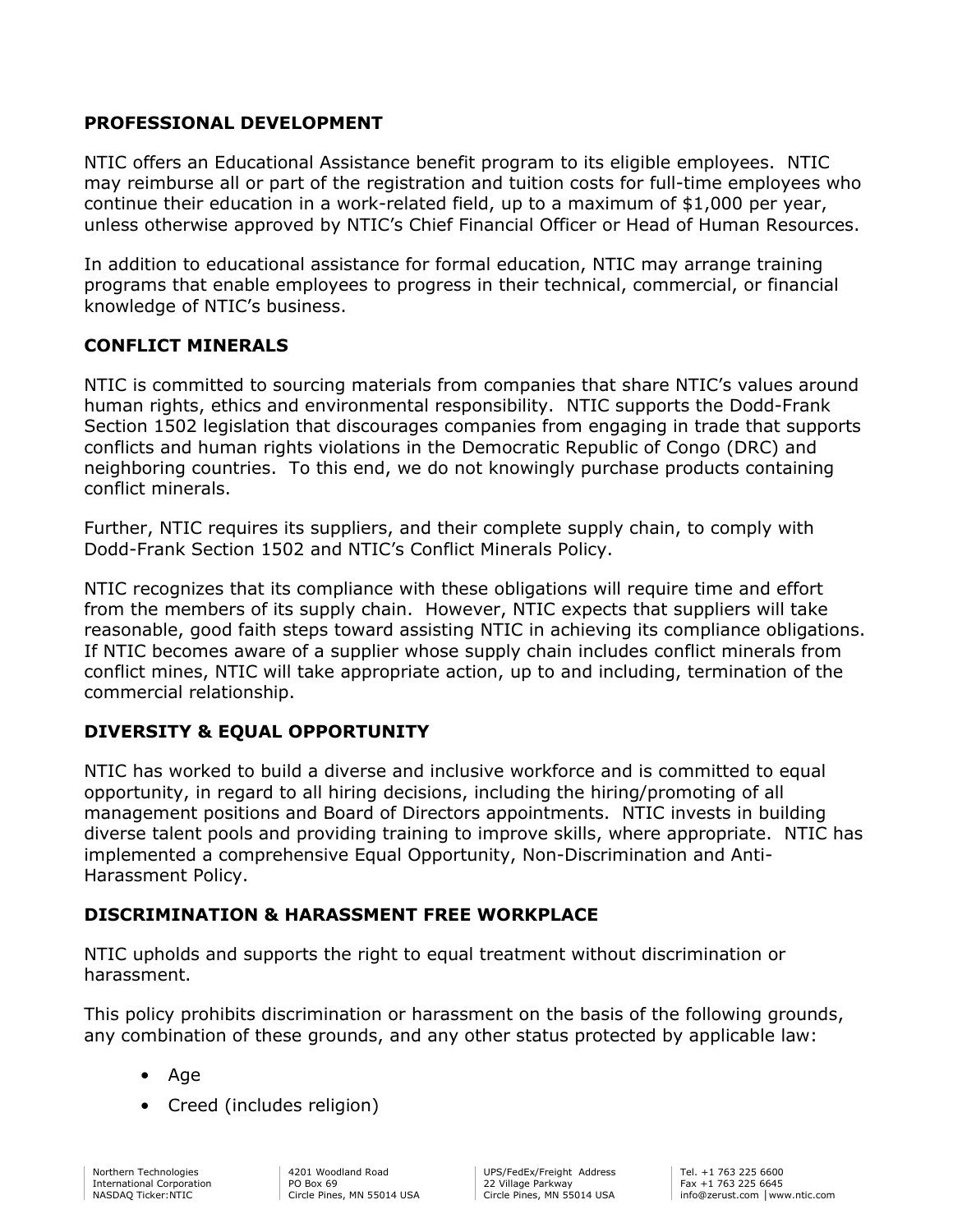## PROFESSIONAL DEVELOPMENT

NTIC offers an Educational Assistance benefit program to its eligible employees. NTIC may reimburse all or part of the registration and tuition costs for full-time employees who continue their education in a work-related field, up to a maximum of $1,000 per year, unless otherwise approved by NTIC's Chief Financial Officer or Head of Human Resources.

In addition to educational assistance for formal education, NTIC may arrange training programs that enable employees to progress in their technical, commercial, or financial knowledge of NTIC's business.

## CONFLICT MINERALS

NTIC is committed to sourcing materials from companies that share NTIC's values around human rights, ethics and environmental responsibility. NTIC supports the Dodd-Frank Section 1502 legislation that discourages companies from engaging in trade that supports conflicts and human rights violations in the Democratic Republic of Congo (DRC) and neighboring countries. To this end, we do not knowingly purchase products containing conflict minerals.

Further, NTIC requires its suppliers, and their complete supply chain, to comply with Dodd-Frank Section 1502 and NTIC's Conflict Minerals Policy.

NTIC recognizes that its compliance with these obligations will require time and effort from the members of its supply chain. However, NTIC expects that suppliers will take reasonable, good faith steps toward assisting NTIC in achieving its compliance obligations. If NTIC becomes aware of a supplier whose supply chain includes conflict minerals from conflict mines, NTIC will take appropriate action, up to and including, termination of the commercial relationship.

## DIVERSITY & EQUAL OPPORTUNITY

NTIC has worked to build a diverse and inclusive workforce and is committed to equal opportunity, in regard to all hiring decisions, including the hiring/promoting of all management positions and Board of Directors appointments. NTIC invests in building diverse talent pools and providing training to improve skills, where appropriate. NTIC has implemented a comprehensive Equal Opportunity, Non-Discrimination and Anti-Harassment Policy.

## DISCRIMINATION & HARASSMENT FREE WORKPLACE

NTIC upholds and supports the right to equal treatment without discrimination or harassment.

This policy prohibits discrimination or harassment on the basis of the following grounds, any combination of these grounds, and any other status protected by applicable law:

- Age
- Creed (includes religion)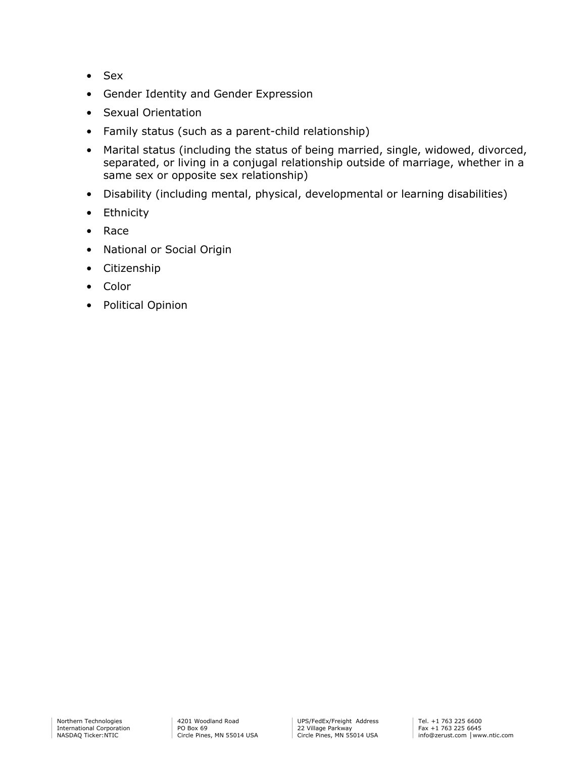- Sex
- Gender Identity and Gender Expression
- Sexual Orientation
- Family status (such as a parent-child relationship)
- Marital status (including the status of being married, single, widowed, divorced, separated, or living in a conjugal relationship outside of marriage, whether in a same sex or opposite sex relationship)
- Disability (including mental, physical, developmental or learning disabilities)
- Ethnicity
- Race
- National or Social Origin
- Citizenship
- Color
- Political Opinion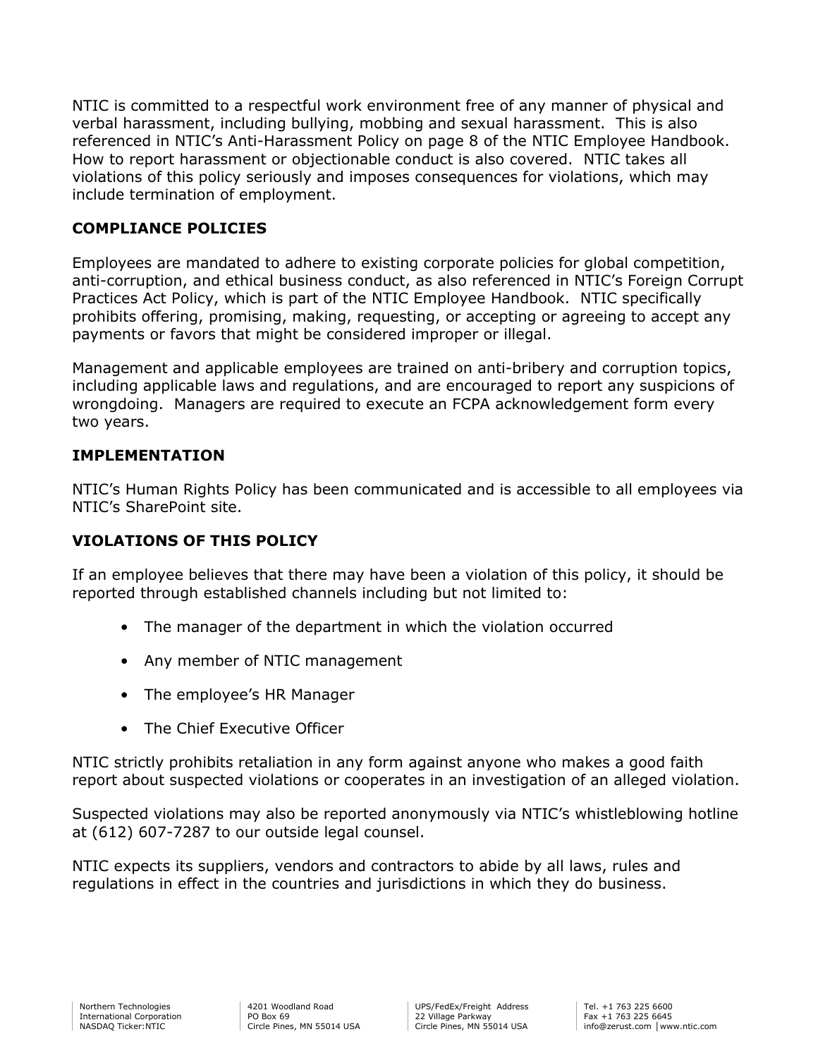NTIC is committed to a respectful work environment free of any manner of physical and verbal harassment, including bullying, mobbing and sexual harassment. This is also referenced in NTIC's Anti-Harassment Policy on page 8 of the NTIC Employee Handbook. How to report harassment or objectionable conduct is also covered. NTIC takes all violations of this policy seriously and imposes consequences for violations, which may include termination of employment.

## COMPLIANCE POLICIES

Employees are mandated to adhere to existing corporate policies for global competition, anti-corruption, and ethical business conduct, as also referenced in NTIC's Foreign Corrupt Practices Act Policy, which is part of the NTIC Employee Handbook. NTIC specifically prohibits offering, promising, making, requesting, or accepting or agreeing to accept any payments or favors that might be considered improper or illegal.

Management and applicable employees are trained on anti-bribery and corruption topics, including applicable laws and regulations, and are encouraged to report any suspicions of wrongdoing. Managers are required to execute an FCPA acknowledgement form every two years.

## IMPLEMENTATION

NTIC's Human Rights Policy has been communicated and is accessible to all employees via NTIC's SharePoint site.

## VIOLATIONS OF THIS POLICY

If an employee believes that there may have been a violation of this policy, it should be reported through established channels including but not limited to:

- The manager of the department in which the violation occurred
- Any member of NTIC management
- The employee's HR Manager
- The Chief Executive Officer

NTIC strictly prohibits retaliation in any form against anyone who makes a good faith report about suspected violations or cooperates in an investigation of an alleged violation.

Suspected violations may also be reported anonymously via NTIC's whistleblowing hotline at (612) 607-7287 to our outside legal counsel.

NTIC expects its suppliers, vendors and contractors to abide by all laws, rules and regulations in effect in the countries and jurisdictions in which they do business.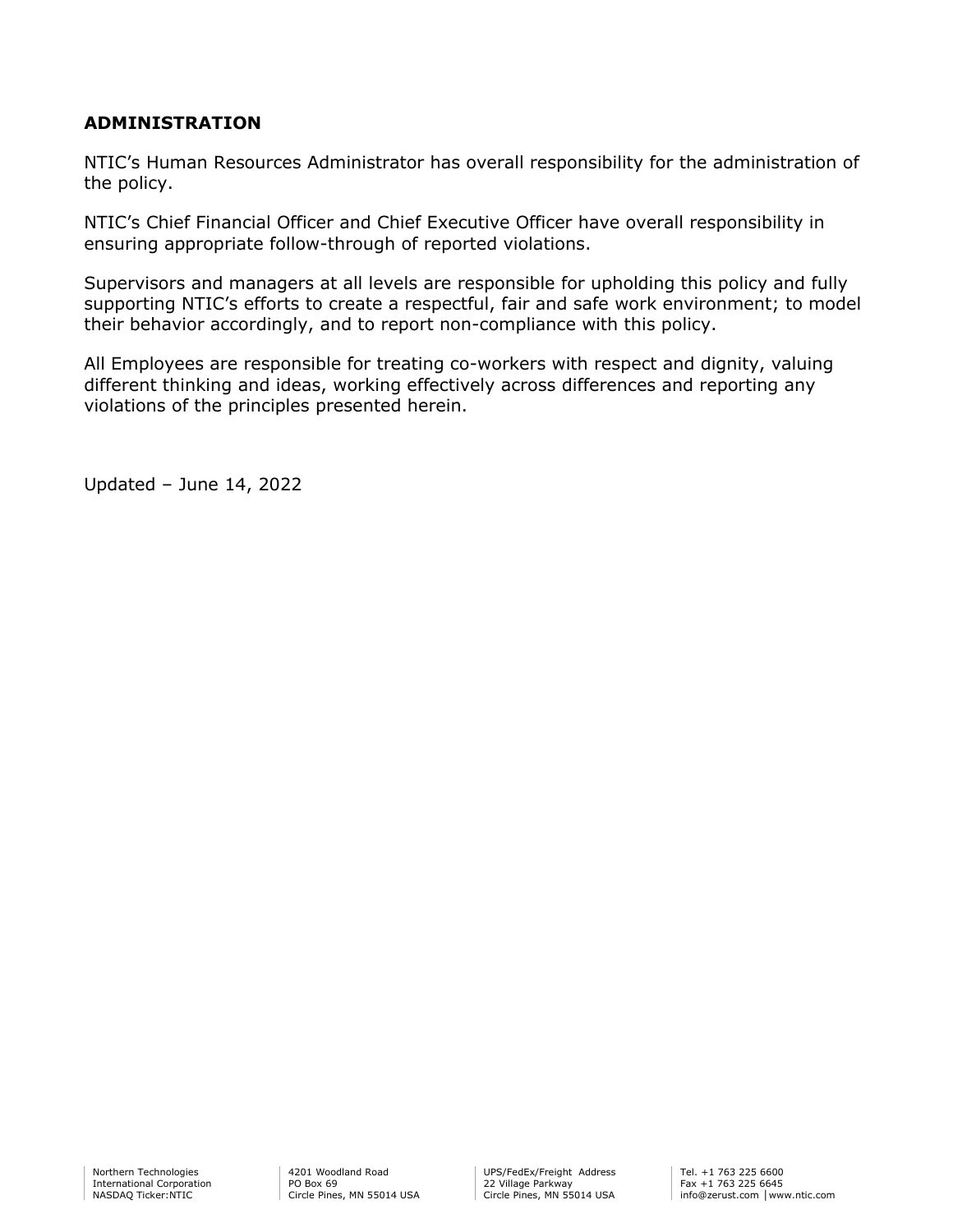## ADMINISTRATION

NTIC's Human Resources Administrator has overall responsibility for the administration of the policy.

NTIC's Chief Financial Officer and Chief Executive Officer have overall responsibility in ensuring appropriate follow-through of reported violations.

Supervisors and managers at all levels are responsible for upholding this policy and fully supporting NTIC's efforts to create a respectful, fair and safe work environment; to model their behavior accordingly, and to report non-compliance with this policy.

All Employees are responsible for treating co-workers with respect and dignity, valuing different thinking and ideas, working effectively across differences and reporting any violations of the principles presented herein.

Updated – June 14, 2022